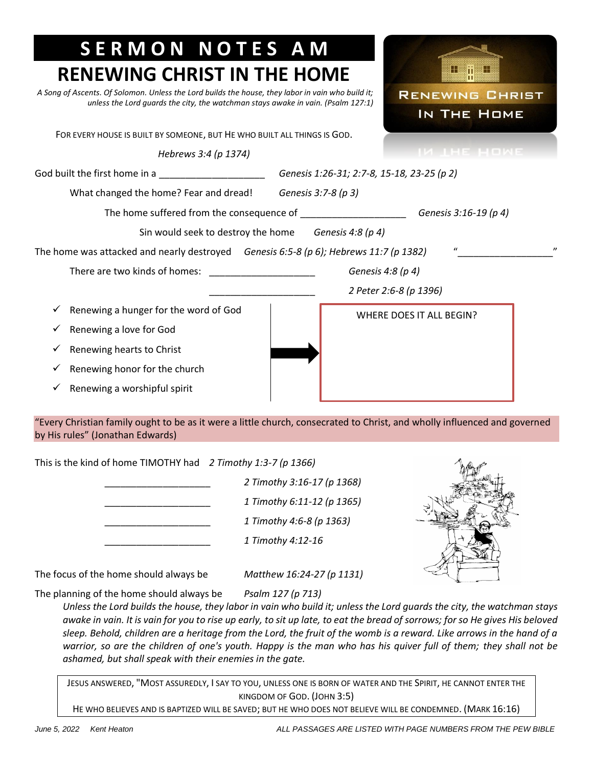# SERMON NOTES AM

## RENEWING CHRIST IN THE HOME

*A Song of Ascents. Of Solomon. Unless the Lord builds the house, they labor in vain who build it; unless the Lord guards the city, the watchman stays awake in vain. (Psalm 127:1)*

RENEWING CHRIST IN THE HOME

FOR EVERY HOUSE IS BUILT BY SOMEONE, BUT HE WHO BUILT ALL THINGS IS GOD.

*Hebrews 3:4 (p 1374)*

God built the first home in a ___________________ *Genesis 1:26-31; 2:7-8, 15-18, 23-25 (p 2)*

What changed the home? Fear and dread! *Genesis 3:7-8 (p 3)*

The home suffered from the consequence of ___________________ *Genesis 3:16-19 (p 4)*

Sin would seek to destroy the home *Genesis 4:8 (p 4)*

The home was attacked and nearly destroyed *Genesis 6:5-8 (p 6); Hebrews 11:7 (p 1382)* "_________________"

There are two kinds of homes: ___________________ *Genesis 4:8 (p 4)*

___________________ *2 Peter 2:6-8 (p 1396)*

- ✓ Renewing a hunger for the word of God
- ✓ Renewing a love for God
- ✓ Renewing hearts to Christ
- ✓ Renewing honor for the church
- ✓ Renewing a worshipful spirit

→ WHERE DOES IT ALL BEGIN?

"Every Christian family ought to be as it were a little church, consecrated to Christ, and wholly influenced and governed by His rules" (Jonathan Edwards)

This is the kind of home TIMOTHY had *2 Timothy 1:3-7 (p 1366)*

___________________ *2 Timothy 3:16-17 (p 1368)*

___________________ *1 Timothy 6:11-12 (p 1365)*

___________________ *1 Timothy 4:6-8 (p 1363)*

___________________ *1 Timothy 4:12-16*

The focus of the home should always be *Matthew 16:24-27 (p 1131)*

The planning of the home should always be *Psalm 127 (p 713)*

*Unless the Lord builds the house, they labor in vain who build it; unless the Lord guards the city, the watchman stays awake in vain. It is vain for you to rise up early, to sit up late, to eat the bread of sorrows; for so He gives His beloved sleep. Behold, children are a heritage from the Lord, the fruit of the womb is a reward. Like arrows in the hand of a warrior, so are the children of one's youth. Happy is the man who has his quiver full of them; they shall not be ashamed, but shall speak with their enemies in the gate.*

JESUS ANSWERED, "MOST ASSUREDLY, I SAY TO YOU, UNLESS ONE IS BORN OF WATER AND THE SPIRIT, HE CANNOT ENTER THE KINGDOM OF GOD. (JOHN 3:5)
HE WHO BELIEVES AND IS BAPTIZED WILL BE SAVED; BUT HE WHO DOES NOT BELIEVE WILL BE CONDEMNED. (MARK 16:16)

*June 5, 2022 Kent Heaton* *ALL PASSAGES ARE LISTED WITH PAGE NUMBERS FROM THE PEW BIBLE*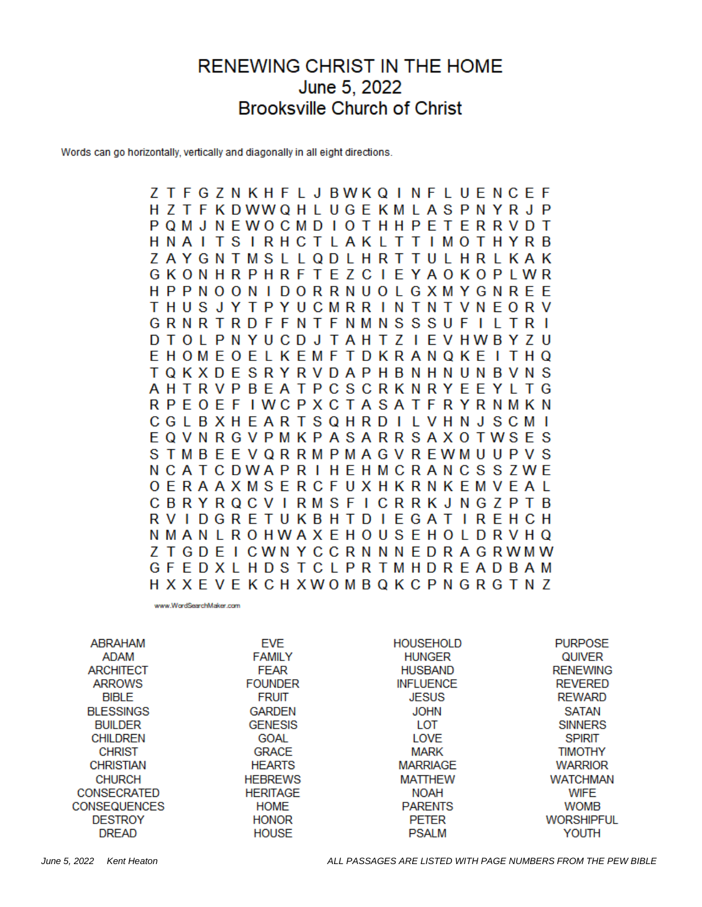# RENEWING CHRIST IN THE HOME

## June 5, 2022

## Brooksville Church of Christ

Words can go horizontally, vertically and diagonally in all eight directions.

```
Z T F G Z N K H F L J B W K Q I N F L U E N C E F
H Z T F K D W W Q H L U G E K M L A S P N Y R J P
P Q M J N E W O C M D I O T H H P E T E R R V D T
H N A I T S I R H C T L A K L T T I M O T H Y R B
Z A Y G N T M S L L Q D L H R T T U L H R L K A K
G K O N H R P H R F T E Z C I E Y A O K O P L W R
H P P N O O N I D O R R N U O L G X M Y G N R E E
T H U S J Y T P Y U C M R R I N T N T V N E O R V
G R N R T R D F F N T F N M N S S S U F I L T R I
D T O L P N Y U C D J T A H T Z I E V H W B Y Z U
E H O M E O E L K E M F T D K R A N Q K E I T H Q
T Q K X D E S R Y R V D A P H B N H N U N B V N S
A H T R V P B E A T P C S C R K N R Y E E Y L T G
R P E O E F I W C P X C T A S A T F R Y R N M K N
C G L B X H E A R T S Q H R D I L V H N J S C M I
E Q V N R G V P M K P A S A R R S A X O T W S E S
S T M B E E V Q R R M P M A G V R E W M U U P V S
N C A T C D W A P R I H E H M C R A N C S S Z W E
O E R A A X M S E R C F U X H K R N K E M V E A L
C B R Y R Q C V I R M S F I C R R K J N G Z P T B
R V I D G R E T U K B H T D I E G A T I R E H C H
N M A N L R O H W A X E H O U S E H O L D R V H Q
Z T G D E I C W N Y C C R N N N E D R A G R W M W
G F E D X L H D S T C L P R T M H D R E A D B A M
H X X E V E K C H X W O M B Q K C P N G R G T N Z
```

www.WordSearchMaker.com

| | | | |
|---|---|---|---|
| ABRAHAM | EVE | HOUSEHOLD | PURPOSE |
| ADAM | FAMILY | HUNGER | QUIVER |
| ARCHITECT | FEAR | HUSBAND | RENEWING |
| ARROWS | FOUNDER | INFLUENCE | REVERED |
| BIBLE | FRUIT | JESUS | REWARD |
| BLESSINGS | GARDEN | JOHN | SATAN |
| BUILDER | GENESIS | LOT | SINNERS |
| CHILDREN | GOAL | LOVE | SPIRIT |
| CHRIST | GRACE | MARK | TIMOTHY |
| CHRISTIAN | HEARTS | MARRIAGE | WARRIOR |
| CHURCH | HEBREWS | MATTHEW | WATCHMAN |
| CONSECRATED | HERITAGE | NOAH | WIFE |
| CONSEQUENCES | HOME | PARENTS | WOMB |
| DESTROY | HONOR | PETER | WORSHIPFUL |
| DREAD | HOUSE | PSALM | YOUTH |

*June 5, 2022 Kent Heaton*

*ALL PASSAGES ARE LISTED WITH PAGE NUMBERS FROM THE PEW BIBLE*